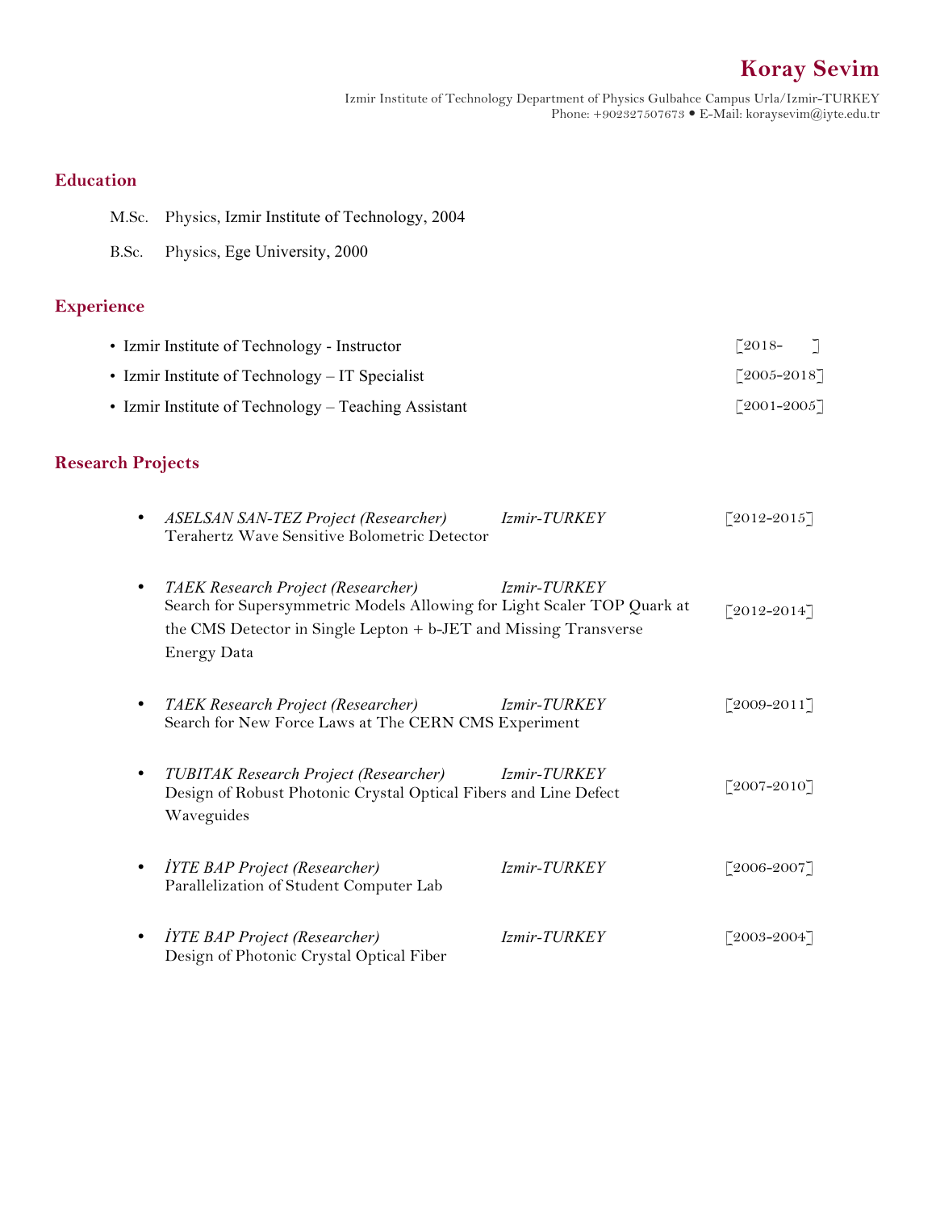# Koray Sevim

Izmir Institute of Technology Department of Physics Gulbahce Campus Urla/Izmir-TURKEY
Phone: +902327507673 • E-Mail: koraysevim@iyte.edu.tr

## Education

M.Sc. Physics, Izmir Institute of Technology, 2004

B.Sc. Physics, Ege University, 2000

## Experience

- Izmir Institute of Technology - Instructor [2018- ]
- Izmir Institute of Technology – IT Specialist [2005-2018]
- Izmir Institute of Technology – Teaching Assistant [2001-2005]

## Research Projects

- *ASELSAN SAN-TEZ Project (Researcher)* *Izmir-TURKEY* [2012-2015]
  Terahertz Wave Sensitive Bolometric Detector

- *TAEK Research Project (Researcher)* *Izmir-TURKEY* [2012-2014]
  Search for Supersymmetric Models Allowing for Light Scaler TOP Quark at the CMS Detector in Single Lepton + b-JET and Missing Transverse Energy Data

- *TAEK Research Project (Researcher)* *Izmir-TURKEY* [2009-2011]
  Search for New Force Laws at The CERN CMS Experiment

- *TUBITAK Research Project (Researcher)* *Izmir-TURKEY* [2007-2010]
  Design of Robust Photonic Crystal Optical Fibers and Line Defect Waveguides

- *İYTE BAP Project (Researcher)* *Izmir-TURKEY* [2006-2007]
  Parallelization of Student Computer Lab

- *İYTE BAP Project (Researcher)* *Izmir-TURKEY* [2003-2004]
  Design of Photonic Crystal Optical Fiber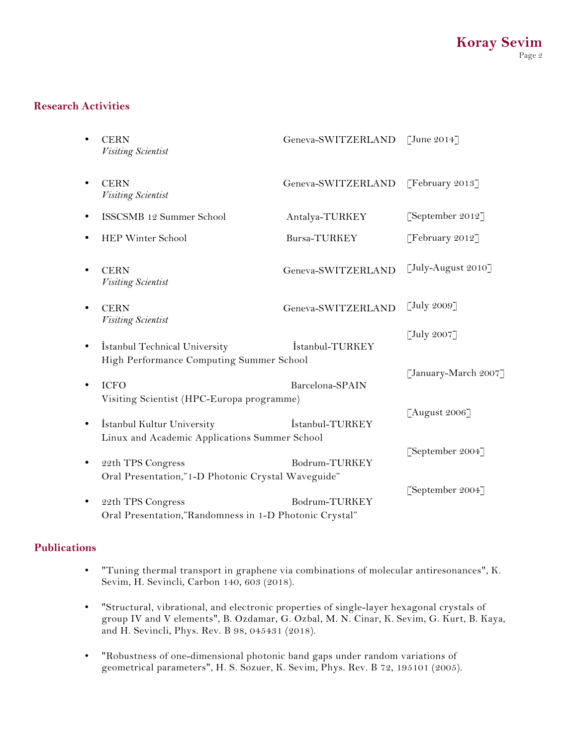## Research Activities

- CERN — Geneva-SWITZERLAND — [June 2014]
  *Visiting Scientist*
- CERN — Geneva-SWITZERLAND — [February 2013]
  *Visiting Scientist*
- ISSCSMB 12 Summer School — Antalya-TURKEY — [September 2012]
- HEP Winter School — Bursa-TURKEY — [February 2012]
- CERN — Geneva-SWITZERLAND — [July-August 2010]
  *Visiting Scientist*
- CERN — Geneva-SWITZERLAND — [July 2009]
  *Visiting Scientist*
- İstanbul Technical University — İstanbul-TURKEY — [July 2007]
  High Performance Computing Summer School
- ICFO — Barcelona-SPAIN — [January-March 2007]
  Visiting Scientist (HPC-Europa programme)
- İstanbul Kultur University — İstanbul-TURKEY — [August 2006]
  Linux and Academic Applications Summer School
- 22th TPS Congress — Bodrum-TURKEY — [September 2004]
  Oral Presentation,"1-D Photonic Crystal Waveguide"
- 22th TPS Congress — Bodrum-TURKEY — [September 2004]
  Oral Presentation,"Randomness in 1-D Photonic Crystal"

## Publications

- "Tuning thermal transport in graphene via combinations of molecular antiresonances", K. Sevim, H. Sevincli, Carbon 140, 603 (2018).
- "Structural, vibrational, and electronic properties of single-layer hexagonal crystals of group IV and V elements", B. Ozdamar, G. Ozbal, M. N. Cinar, K. Sevim, G. Kurt, B. Kaya, and H. Sevincli, Phys. Rev. B 98, 045431 (2018).
- "Robustness of one-dimensional photonic band gaps under random variations of geometrical parameters", H. S. Sozuer, K. Sevim, Phys. Rev. B 72, 195101 (2005).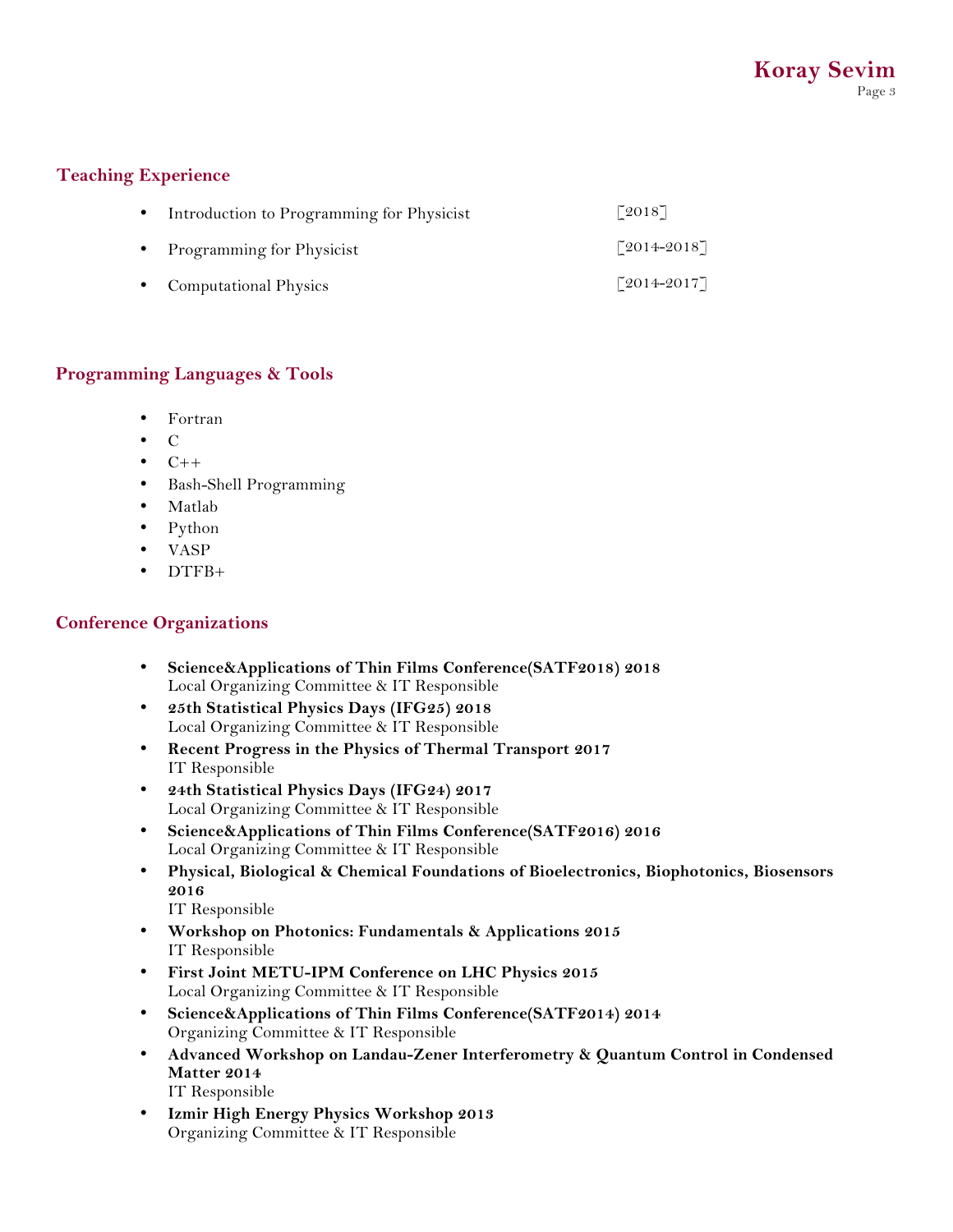## Teaching Experience

- Introduction to Programming for Physicist [2018]
- Programming for Physicist [2014-2018]
- Computational Physics [2014-2017]

## Programming Languages & Tools

- Fortran
- C
- C++
- Bash-Shell Programming
- Matlab
- Python
- VASP
- DTFB+

## Conference Organizations

- **Science&Applications of Thin Films Conference(SATF2018) 2018**
  Local Organizing Committee & IT Responsible
- **25th Statistical Physics Days (IFG25) 2018**
  Local Organizing Committee & IT Responsible
- **Recent Progress in the Physics of Thermal Transport 2017**
  IT Responsible
- **24th Statistical Physics Days (IFG24) 2017**
  Local Organizing Committee & IT Responsible
- **Science&Applications of Thin Films Conference(SATF2016) 2016**
  Local Organizing Committee & IT Responsible
- **Physical, Biological & Chemical Foundations of Bioelectronics, Biophotonics, Biosensors 2016**
  IT Responsible
- **Workshop on Photonics: Fundamentals & Applications 2015**
  IT Responsible
- **First Joint METU-IPM Conference on LHC Physics 2015**
  Local Organizing Committee & IT Responsible
- **Science&Applications of Thin Films Conference(SATF2014) 2014**
  Organizing Committee & IT Responsible
- **Advanced Workshop on Landau-Zener Interferometry & Quantum Control in Condensed Matter 2014**
  IT Responsible
- **Izmir High Energy Physics Workshop 2013**
  Organizing Committee & IT Responsible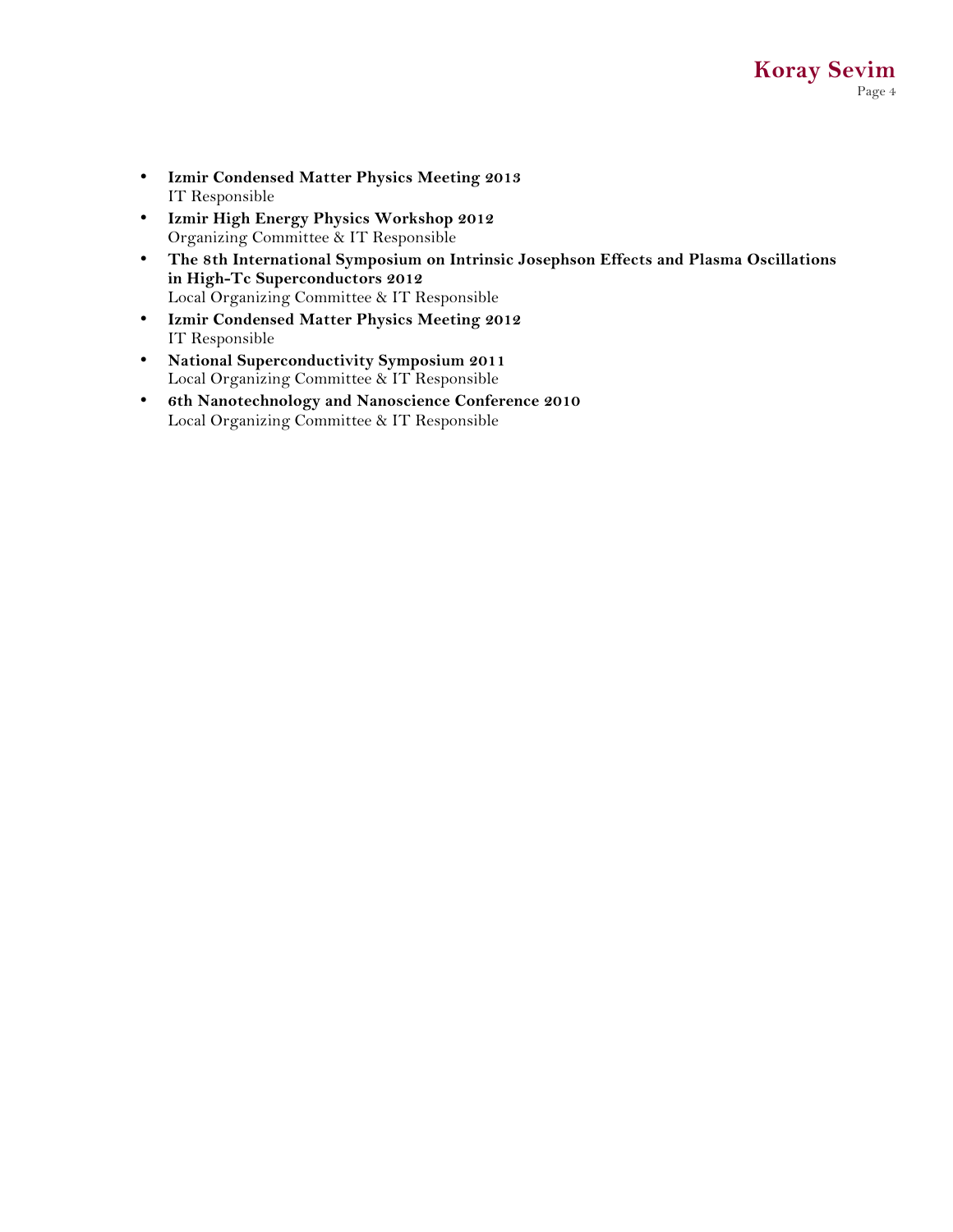- **Izmir Condensed Matter Physics Meeting 2013**
  IT Responsible
- **Izmir High Energy Physics Workshop 2012**
  Organizing Committee & IT Responsible
- **The 8th International Symposium on Intrinsic Josephson Effects and Plasma Oscillations in High-Tc Superconductors 2012**
  Local Organizing Committee & IT Responsible
- **Izmir Condensed Matter Physics Meeting 2012**
  IT Responsible
- **National Superconductivity Symposium 2011**
  Local Organizing Committee & IT Responsible
- **6th Nanotechnology and Nanoscience Conference 2010**
  Local Organizing Committee & IT Responsible